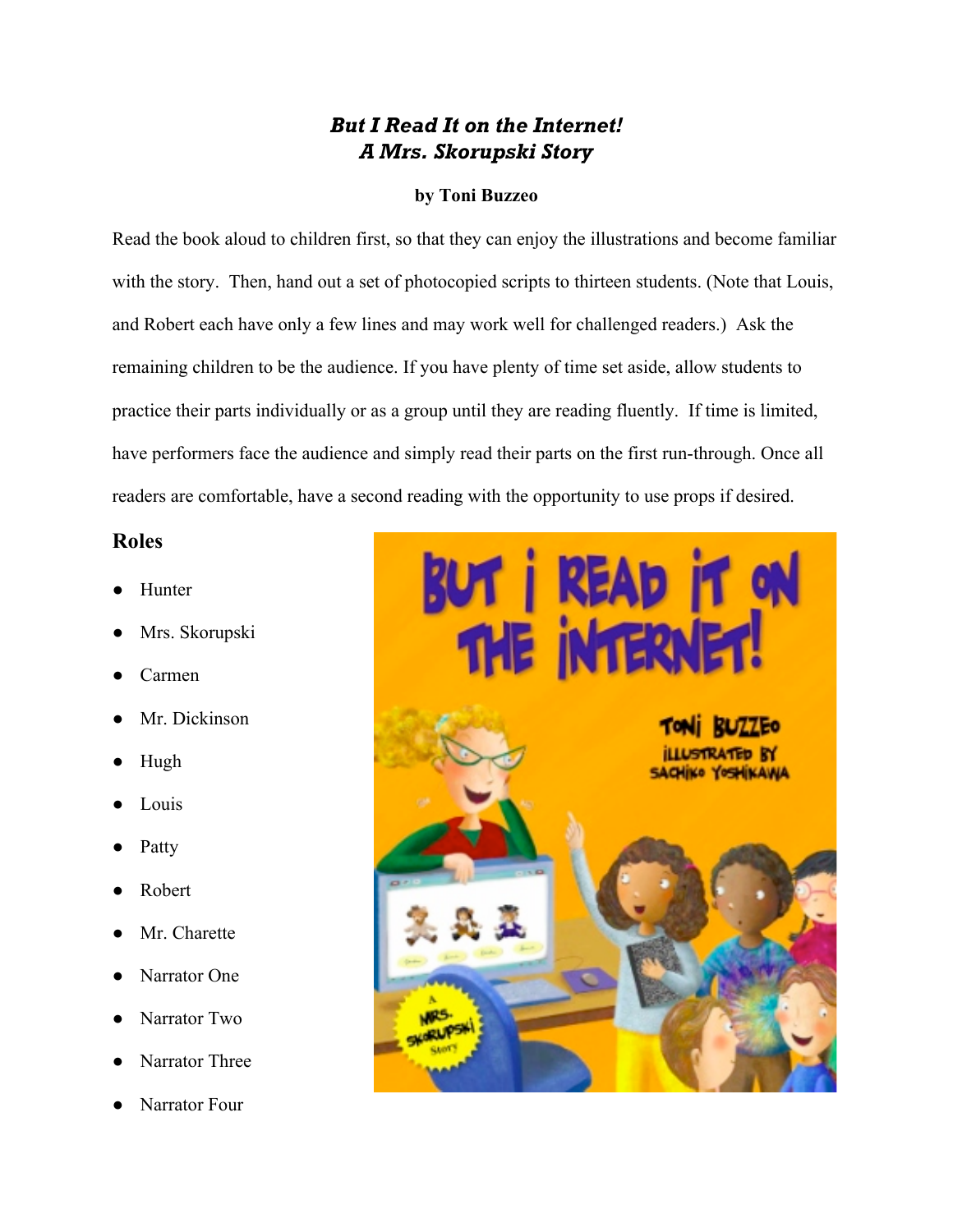# ***But I Read It on the Internet!***
## ***A Mrs. Skorupski Story***

**by Toni Buzzeo**

Read the book aloud to children first, so that they can enjoy the illustrations and become familiar with the story. Then, hand out a set of photocopied scripts to thirteen students. (Note that Louis, and Robert each have only a few lines and may work well for challenged readers.) Ask the remaining children to be the audience. If you have plenty of time set aside, allow students to practice their parts individually or as a group until they are reading fluently. If time is limited, have performers face the audience and simply read their parts on the first run-through. Once all readers are comfortable, have a second reading with the opportunity to use props if desired.

## Roles

- Hunter
- Mrs. Skorupski
- Carmen
- Mr. Dickinson
- Hugh
- Louis
- Patty
- Robert
- Mr. Charette
- Narrator One
- Narrator Two
- Narrator Three
- Narrator Four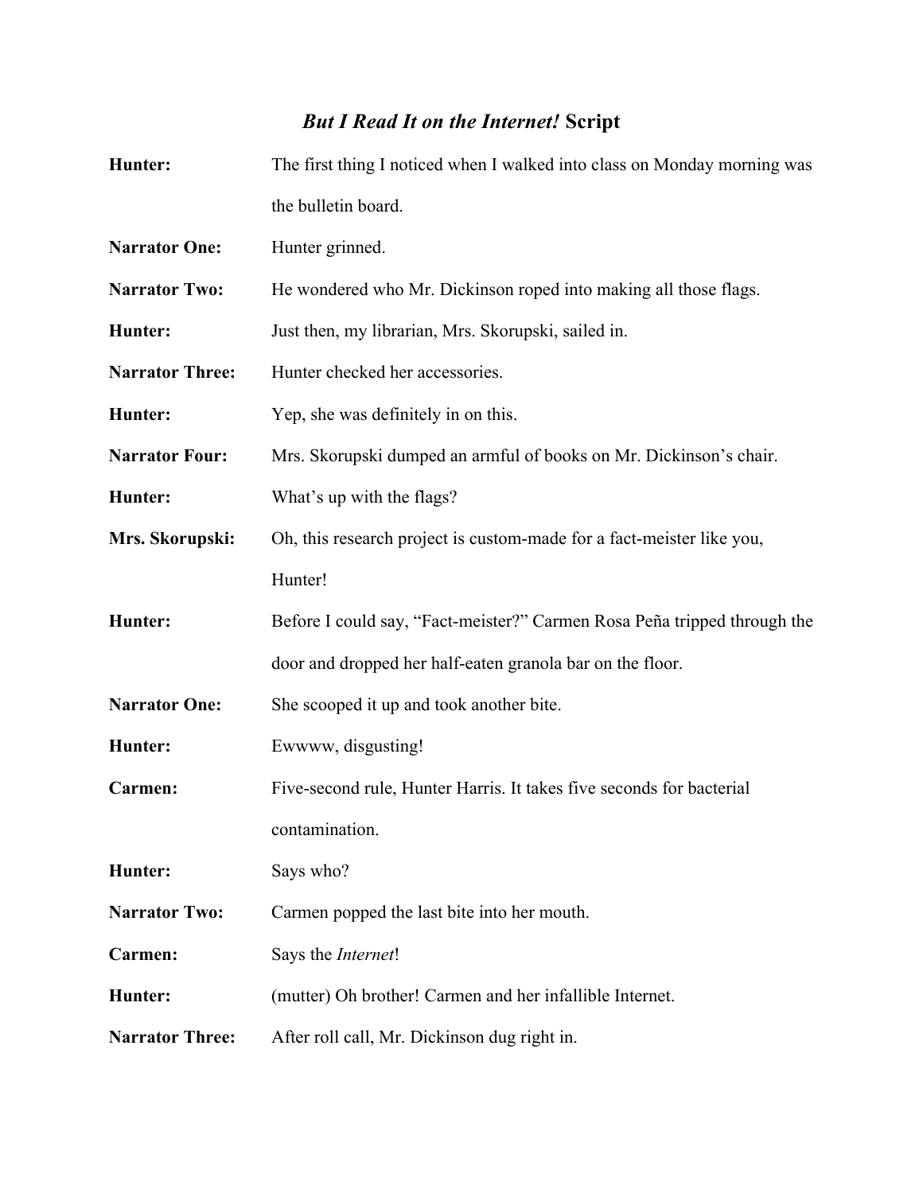# *But I Read It on the Internet!* Script

**Hunter:** The first thing I noticed when I walked into class on Monday morning was the bulletin board.

**Narrator One:** Hunter grinned.

**Narrator Two:** He wondered who Mr. Dickinson roped into making all those flags.

**Hunter:** Just then, my librarian, Mrs. Skorupski, sailed in.

**Narrator Three:** Hunter checked her accessories.

**Hunter:** Yep, she was definitely in on this.

**Narrator Four:** Mrs. Skorupski dumped an armful of books on Mr. Dickinson's chair.

**Hunter:** What's up with the flags?

**Mrs. Skorupski:** Oh, this research project is custom-made for a fact-meister like you, Hunter!

**Hunter:** Before I could say, "Fact-meister?" Carmen Rosa Peña tripped through the door and dropped her half-eaten granola bar on the floor.

**Narrator One:** She scooped it up and took another bite.

**Hunter:** Ewwww, disgusting!

**Carmen:** Five-second rule, Hunter Harris. It takes five seconds for bacterial contamination.

**Hunter:** Says who?

**Narrator Two:** Carmen popped the last bite into her mouth.

**Carmen:** Says the *Internet*!

**Hunter:** (mutter) Oh brother! Carmen and her infallible Internet.

**Narrator Three:** After roll call, Mr. Dickinson dug right in.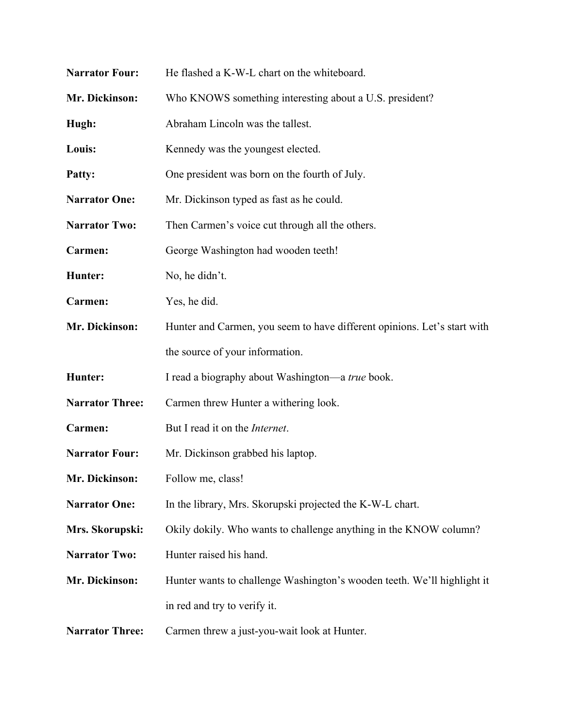**Narrator Four:** He flashed a K-W-L chart on the whiteboard.

**Mr. Dickinson:** Who KNOWS something interesting about a U.S. president?

**Hugh:** Abraham Lincoln was the tallest.

**Louis:** Kennedy was the youngest elected.

**Patty:** One president was born on the fourth of July.

**Narrator One:** Mr. Dickinson typed as fast as he could.

**Narrator Two:** Then Carmen's voice cut through all the others.

**Carmen:** George Washington had wooden teeth!

**Hunter:** No, he didn't.

**Carmen:** Yes, he did.

**Mr. Dickinson:** Hunter and Carmen, you seem to have different opinions. Let's start with the source of your information.

**Hunter:** I read a biography about Washington—a *true* book.

**Narrator Three:** Carmen threw Hunter a withering look.

**Carmen:** But I read it on the *Internet*.

**Narrator Four:** Mr. Dickinson grabbed his laptop.

**Mr. Dickinson:** Follow me, class!

**Narrator One:** In the library, Mrs. Skorupski projected the K-W-L chart.

**Mrs. Skorupski:** Okily dokily. Who wants to challenge anything in the KNOW column?

**Narrator Two:** Hunter raised his hand.

**Mr. Dickinson:** Hunter wants to challenge Washington's wooden teeth. We'll highlight it in red and try to verify it.

**Narrator Three:** Carmen threw a just-you-wait look at Hunter.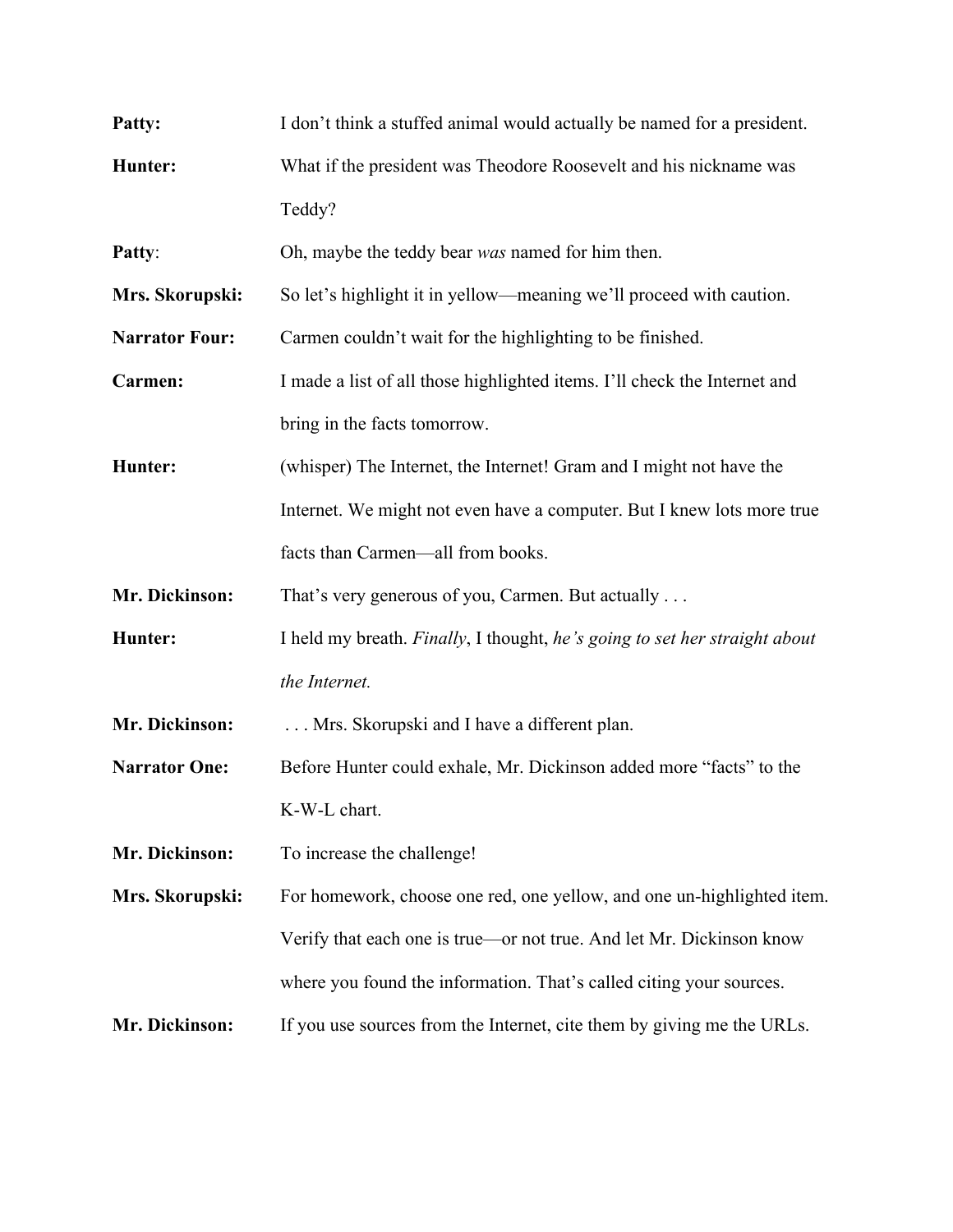**Patty:** I don't think a stuffed animal would actually be named for a president.

**Hunter:** What if the president was Theodore Roosevelt and his nickname was Teddy?

**Patty**: Oh, maybe the teddy bear *was* named for him then.

**Mrs. Skorupski:** So let's highlight it in yellow—meaning we'll proceed with caution.

**Narrator Four:** Carmen couldn't wait for the highlighting to be finished.

**Carmen:** I made a list of all those highlighted items. I'll check the Internet and bring in the facts tomorrow.

**Hunter:** (whisper) The Internet, the Internet! Gram and I might not have the Internet. We might not even have a computer. But I knew lots more true facts than Carmen—all from books.

**Mr. Dickinson:** That's very generous of you, Carmen. But actually . . .

**Hunter:** I held my breath. *Finally*, I thought, *he's going to set her straight about the Internet.*

**Mr. Dickinson:** . . . Mrs. Skorupski and I have a different plan.

**Narrator One:** Before Hunter could exhale, Mr. Dickinson added more "facts" to the K-W-L chart.

**Mr. Dickinson:** To increase the challenge!

**Mrs. Skorupski:** For homework, choose one red, one yellow, and one un-highlighted item. Verify that each one is true—or not true. And let Mr. Dickinson know where you found the information. That's called citing your sources.

**Mr. Dickinson:** If you use sources from the Internet, cite them by giving me the URLs.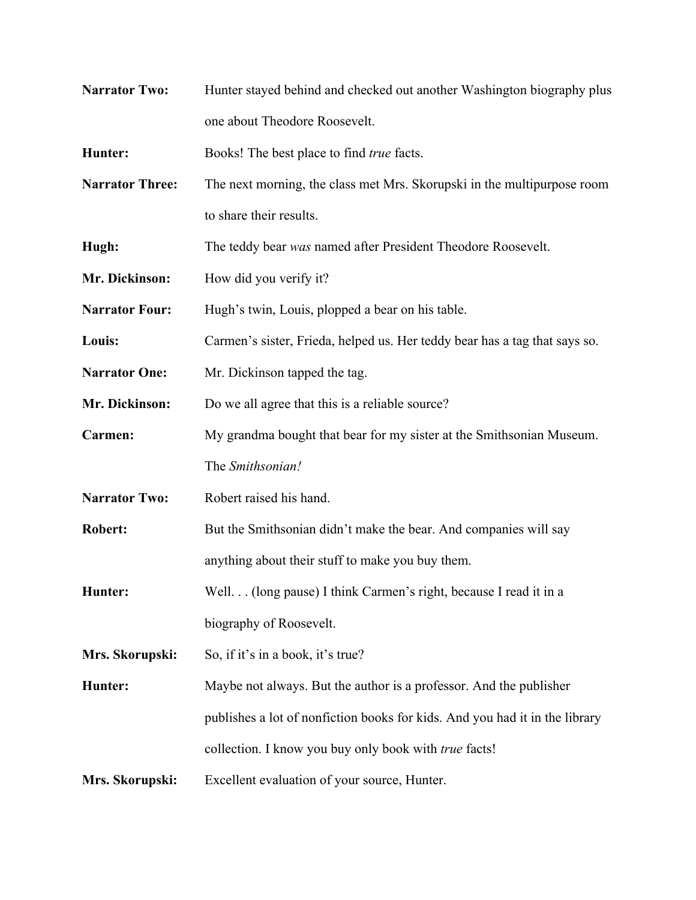**Narrator Two:** Hunter stayed behind and checked out another Washington biography plus one about Theodore Roosevelt.

**Hunter:** Books! The best place to find *true* facts.

**Narrator Three:** The next morning, the class met Mrs. Skorupski in the multipurpose room to share their results.

**Hugh:** The teddy bear *was* named after President Theodore Roosevelt.

**Mr. Dickinson:** How did you verify it?

**Narrator Four:** Hugh's twin, Louis, plopped a bear on his table.

**Louis:** Carmen's sister, Frieda, helped us. Her teddy bear has a tag that says so.

**Narrator One:** Mr. Dickinson tapped the tag.

**Mr. Dickinson:** Do we all agree that this is a reliable source?

**Carmen:** My grandma bought that bear for my sister at the Smithsonian Museum. The *Smithsonian!*

**Narrator Two:** Robert raised his hand.

**Robert:** But the Smithsonian didn't make the bear. And companies will say anything about their stuff to make you buy them.

**Hunter:** Well. . . (long pause) I think Carmen's right, because I read it in a biography of Roosevelt.

**Mrs. Skorupski:** So, if it's in a book, it's true?

**Hunter:** Maybe not always. But the author is a professor. And the publisher publishes a lot of nonfiction books for kids. And you had it in the library collection. I know you buy only book with *true* facts!

**Mrs. Skorupski:** Excellent evaluation of your source, Hunter.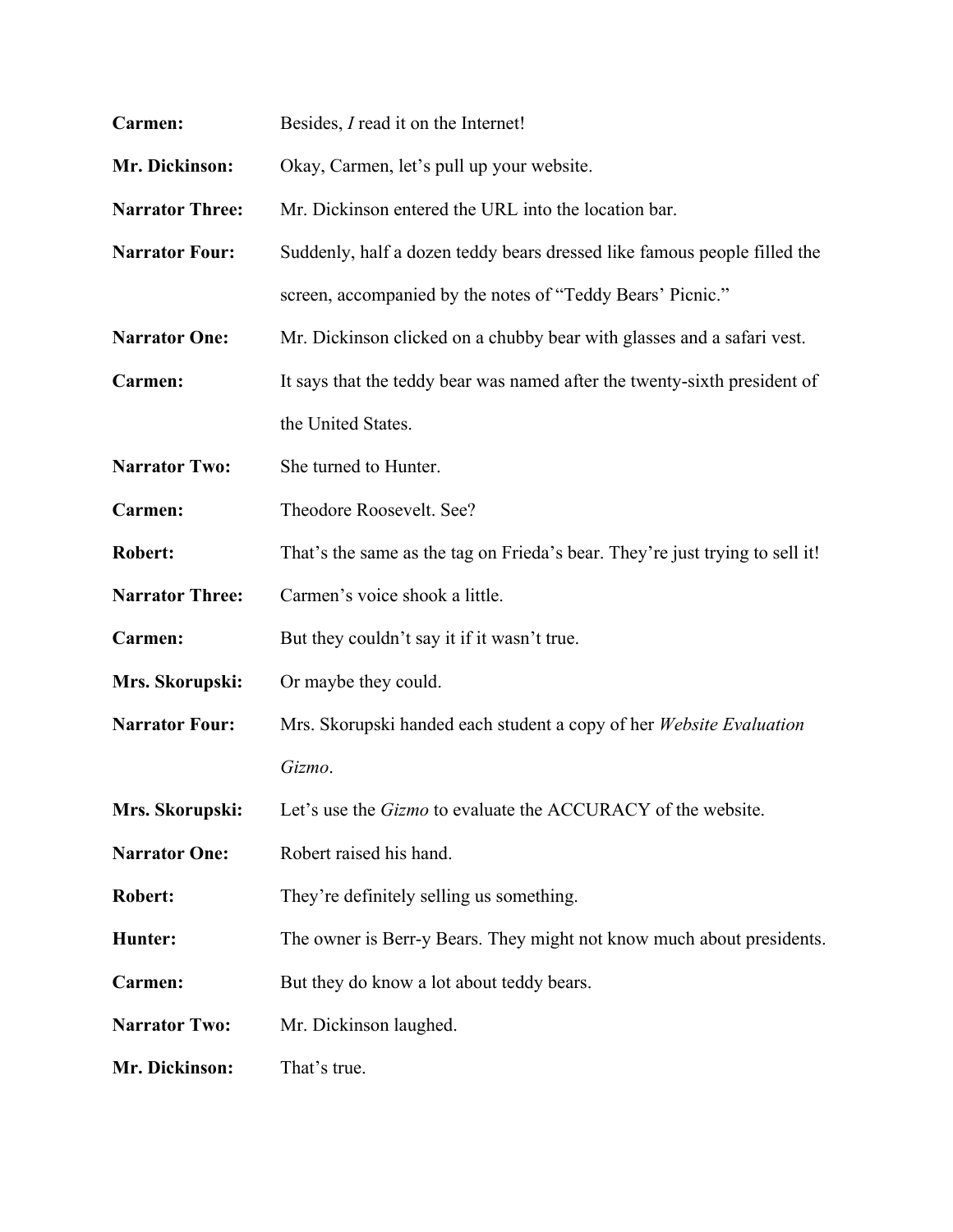**Carmen:** Besides, *I* read it on the Internet!

**Mr. Dickinson:** Okay, Carmen, let's pull up your website.

**Narrator Three:** Mr. Dickinson entered the URL into the location bar.

**Narrator Four:** Suddenly, half a dozen teddy bears dressed like famous people filled the screen, accompanied by the notes of "Teddy Bears' Picnic."

**Narrator One:** Mr. Dickinson clicked on a chubby bear with glasses and a safari vest.

**Carmen:** It says that the teddy bear was named after the twenty-sixth president of the United States.

**Narrator Two:** She turned to Hunter.

**Carmen:** Theodore Roosevelt. See?

**Robert:** That's the same as the tag on Frieda's bear. They're just trying to sell it!

**Narrator Three:** Carmen's voice shook a little.

**Carmen:** But they couldn't say it if it wasn't true.

**Mrs. Skorupski:** Or maybe they could.

**Narrator Four:** Mrs. Skorupski handed each student a copy of her *Website Evaluation Gizmo*.

**Mrs. Skorupski:** Let's use the *Gizmo* to evaluate the ACCURACY of the website.

**Narrator One:** Robert raised his hand.

**Robert:** They're definitely selling us something.

**Hunter:** The owner is Berr-y Bears. They might not know much about presidents.

**Carmen:** But they do know a lot about teddy bears.

**Narrator Two:** Mr. Dickinson laughed.

**Mr. Dickinson:** That's true.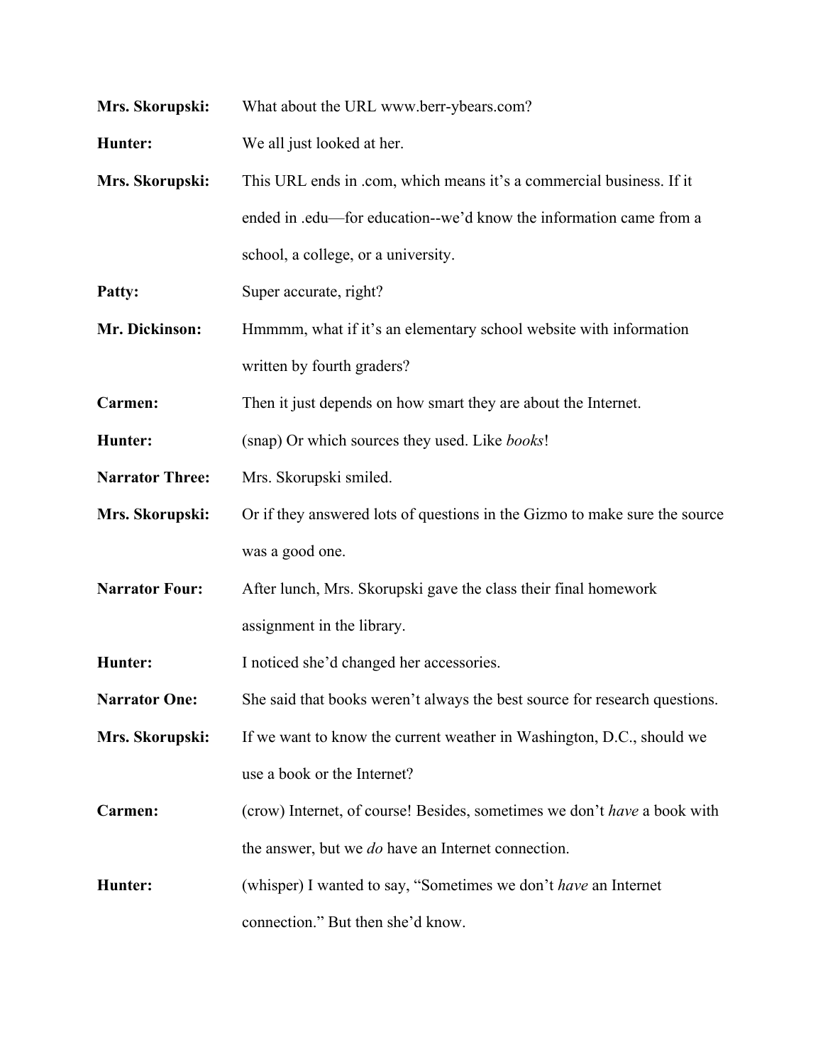**Mrs. Skorupski:** What about the URL www.berr-ybears.com?

**Hunter:** We all just looked at her.

**Mrs. Skorupski:** This URL ends in .com, which means it's a commercial business. If it ended in .edu—for education--we'd know the information came from a school, a college, or a university.

**Patty:** Super accurate, right?

**Mr. Dickinson:** Hmmmm, what if it's an elementary school website with information written by fourth graders?

**Carmen:** Then it just depends on how smart they are about the Internet.

**Hunter:** (snap) Or which sources they used. Like *books*!

**Narrator Three:** Mrs. Skorupski smiled.

**Mrs. Skorupski:** Or if they answered lots of questions in the Gizmo to make sure the source was a good one.

**Narrator Four:** After lunch, Mrs. Skorupski gave the class their final homework assignment in the library.

**Hunter:** I noticed she'd changed her accessories.

**Narrator One:** She said that books weren't always the best source for research questions.

**Mrs. Skorupski:** If we want to know the current weather in Washington, D.C., should we use a book or the Internet?

**Carmen:** (crow) Internet, of course! Besides, sometimes we don't *have* a book with the answer, but we *do* have an Internet connection.

**Hunter:** (whisper) I wanted to say, "Sometimes we don't *have* an Internet connection." But then she'd know.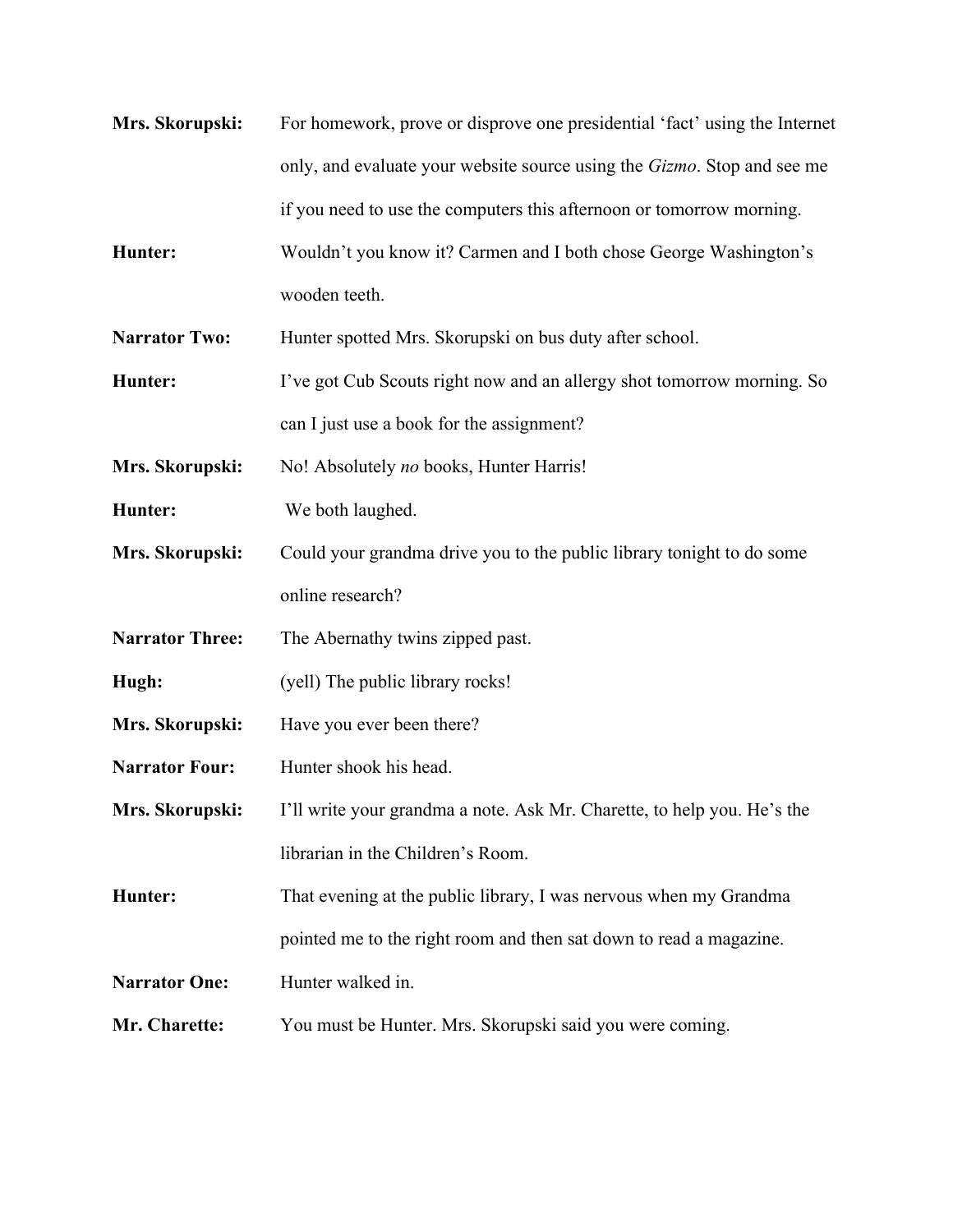**Mrs. Skorupski:** For homework, prove or disprove one presidential 'fact' using the Internet only, and evaluate your website source using the *Gizmo*. Stop and see me if you need to use the computers this afternoon or tomorrow morning.

**Hunter:** Wouldn't you know it? Carmen and I both chose George Washington's wooden teeth.

**Narrator Two:** Hunter spotted Mrs. Skorupski on bus duty after school.

**Hunter:** I've got Cub Scouts right now and an allergy shot tomorrow morning. So can I just use a book for the assignment?

**Mrs. Skorupski:** No! Absolutely *no* books, Hunter Harris!

**Hunter:** We both laughed.

**Mrs. Skorupski:** Could your grandma drive you to the public library tonight to do some online research?

**Narrator Three:** The Abernathy twins zipped past.

**Hugh:** (yell) The public library rocks!

**Mrs. Skorupski:** Have you ever been there?

**Narrator Four:** Hunter shook his head.

**Mrs. Skorupski:** I'll write your grandma a note. Ask Mr. Charette, to help you. He's the librarian in the Children's Room.

**Hunter:** That evening at the public library, I was nervous when my Grandma pointed me to the right room and then sat down to read a magazine.

**Narrator One:** Hunter walked in.

**Mr. Charette:** You must be Hunter. Mrs. Skorupski said you were coming.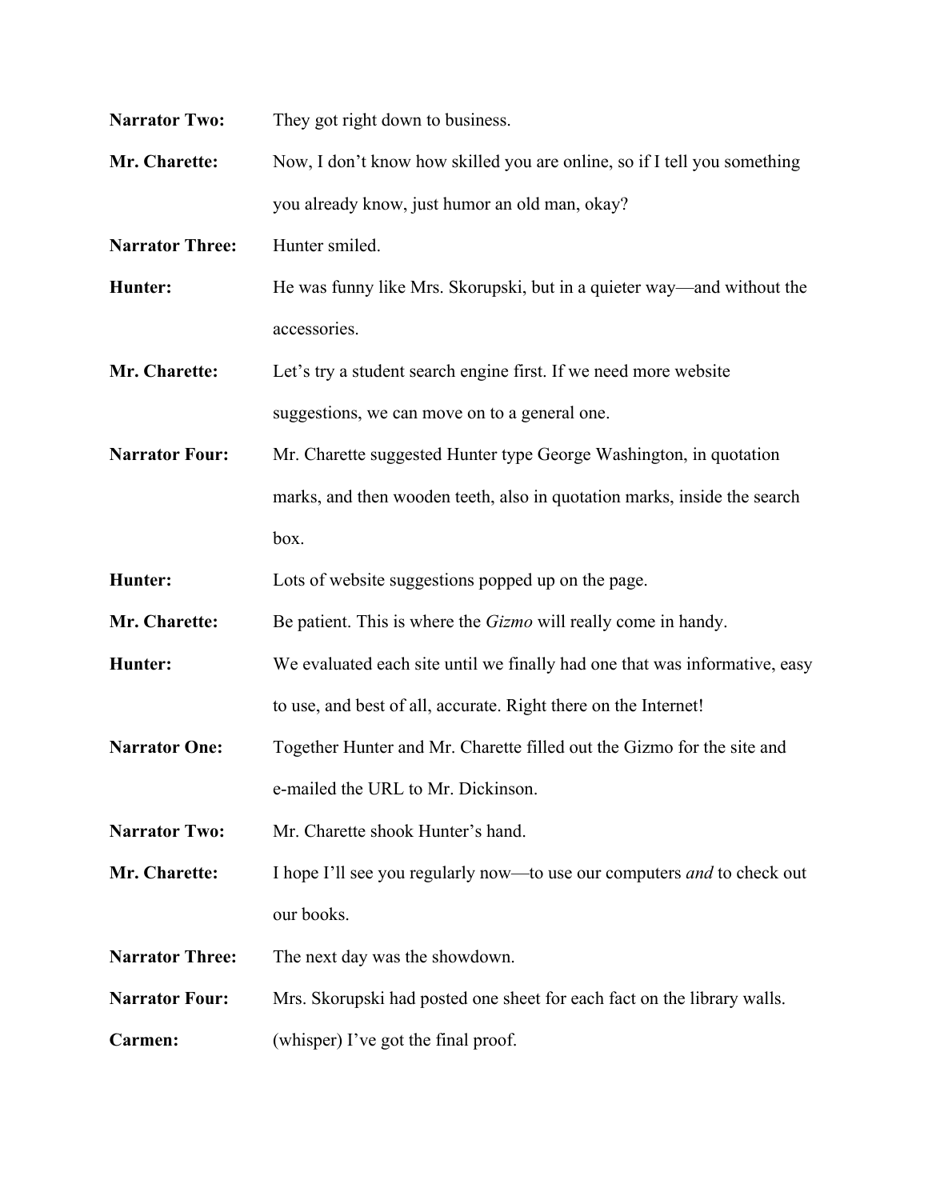**Narrator Two:** They got right down to business.

**Mr. Charette:** Now, I don't know how skilled you are online, so if I tell you something you already know, just humor an old man, okay?

**Narrator Three:** Hunter smiled.

**Hunter:** He was funny like Mrs. Skorupski, but in a quieter way—and without the accessories.

**Mr. Charette:** Let's try a student search engine first. If we need more website suggestions, we can move on to a general one.

**Narrator Four:** Mr. Charette suggested Hunter type George Washington, in quotation marks, and then wooden teeth, also in quotation marks, inside the search box.

**Hunter:** Lots of website suggestions popped up on the page.

**Mr. Charette:** Be patient. This is where the *Gizmo* will really come in handy.

**Hunter:** We evaluated each site until we finally had one that was informative, easy to use, and best of all, accurate. Right there on the Internet!

**Narrator One:** Together Hunter and Mr. Charette filled out the Gizmo for the site and e-mailed the URL to Mr. Dickinson.

**Narrator Two:** Mr. Charette shook Hunter's hand.

**Mr. Charette:** I hope I'll see you regularly now—to use our computers *and* to check out our books.

**Narrator Three:** The next day was the showdown.

**Narrator Four:** Mrs. Skorupski had posted one sheet for each fact on the library walls.

**Carmen:** (whisper) I've got the final proof.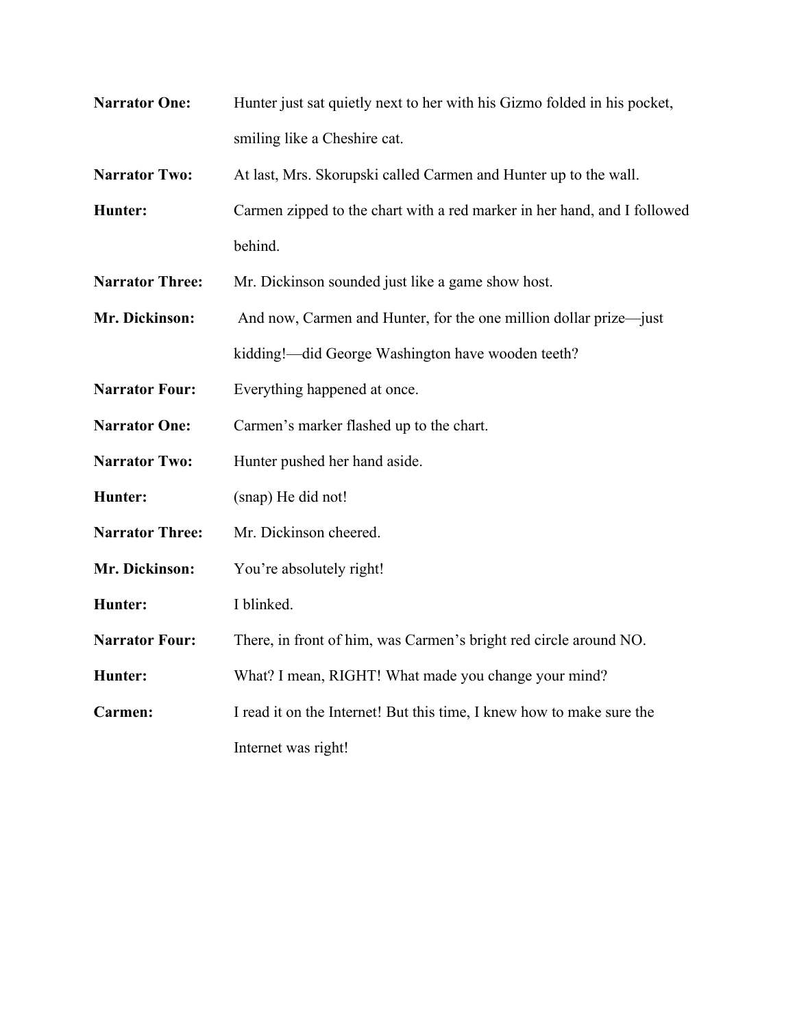**Narrator One:** Hunter just sat quietly next to her with his Gizmo folded in his pocket, smiling like a Cheshire cat.

**Narrator Two:** At last, Mrs. Skorupski called Carmen and Hunter up to the wall.

**Hunter:** Carmen zipped to the chart with a red marker in her hand, and I followed behind.

**Narrator Three:** Mr. Dickinson sounded just like a game show host.

**Mr. Dickinson:** And now, Carmen and Hunter, for the one million dollar prize—just kidding!—did George Washington have wooden teeth?

**Narrator Four:** Everything happened at once.

**Narrator One:** Carmen's marker flashed up to the chart.

**Narrator Two:** Hunter pushed her hand aside.

**Hunter:** (snap) He did not!

**Narrator Three:** Mr. Dickinson cheered.

**Mr. Dickinson:** You're absolutely right!

**Hunter:** I blinked.

**Narrator Four:** There, in front of him, was Carmen's bright red circle around NO.

**Hunter:** What? I mean, RIGHT! What made you change your mind?

**Carmen:** I read it on the Internet! But this time, I knew how to make sure the Internet was right!